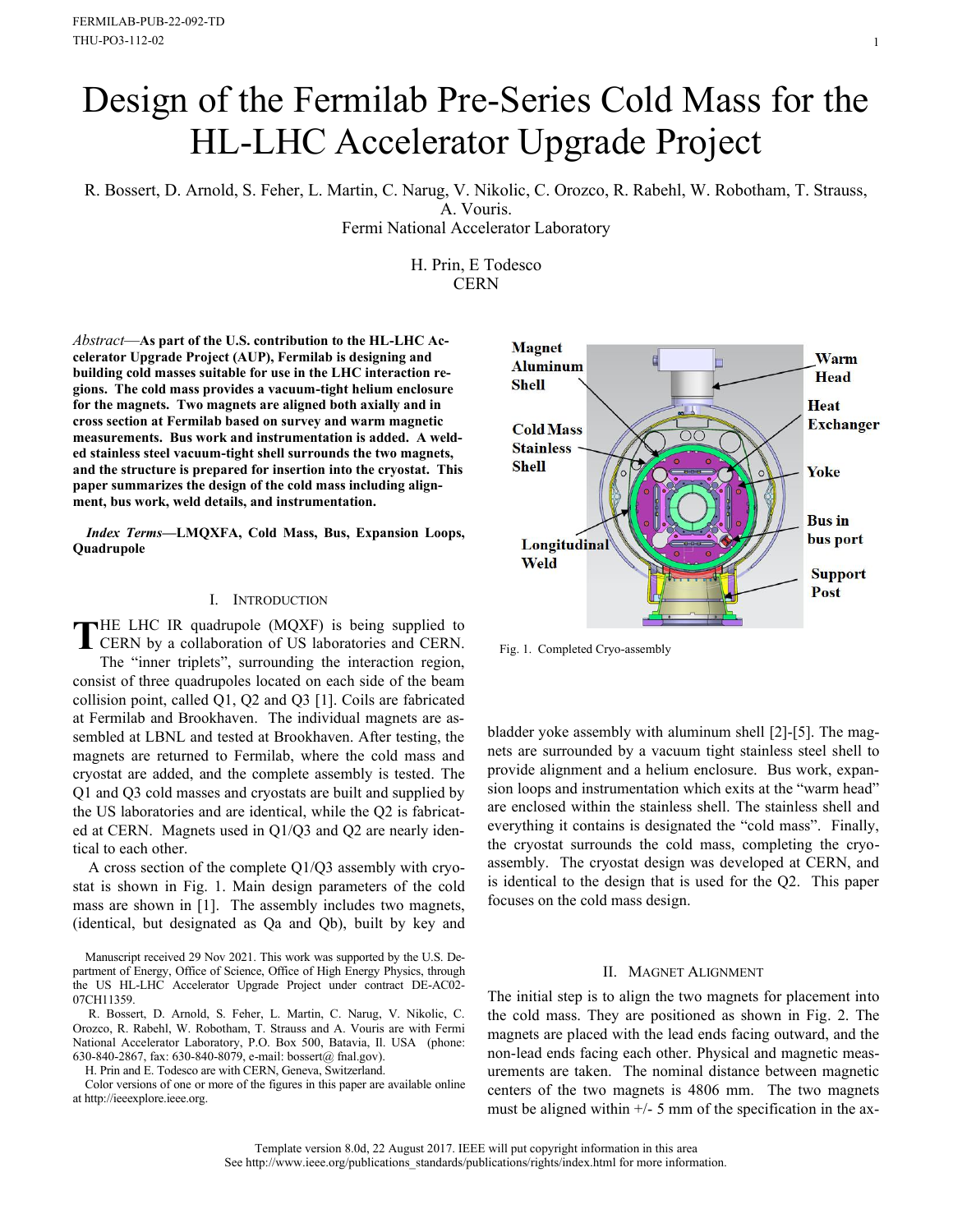FERMILAB-PUB-22-092-TD
THU-PO3-112-02

# Design of the Fermilab Pre-Series Cold Mass for the HL-LHC Accelerator Upgrade Project

R. Bossert, D. Arnold, S. Feher, L. Martin, C. Narug, V. Nikolic, C. Orozco, R. Rabehl, W. Robotham, T. Strauss, A. Vouris.
Fermi National Accelerator Laboratory

H. Prin, E Todesco
CERN

*Abstract*—**As part of the U.S. contribution to the HL-LHC Accelerator Upgrade Project (AUP), Fermilab is designing and building cold masses suitable for use in the LHC interaction regions. The cold mass provides a vacuum-tight helium enclosure for the magnets. Two magnets are aligned both axially and in cross section at Fermilab based on survey and warm magnetic measurements. Bus work and instrumentation is added. A welded stainless steel vacuum-tight shell surrounds the two magnets, and the structure is prepared for insertion into the cryostat. This paper summarizes the design of the cold mass including alignment, bus work, weld details, and instrumentation.**

***Index Terms*—LMQXFA, Cold Mass, Bus, Expansion Loops, Quadrupole**

## I. Introduction

THE LHC IR quadrupole (MQXF) is being supplied to CERN by a collaboration of US laboratories and CERN. The "inner triplets", surrounding the interaction region, consist of three quadrupoles located on each side of the beam collision point, called Q1, Q2 and Q3 [1]. Coils are fabricated at Fermilab and Brookhaven. The individual magnets are assembled at LBNL and tested at Brookhaven. After testing, the magnets are returned to Fermilab, where the cold mass and cryostat are added, and the complete assembly is tested. The Q1 and Q3 cold masses and cryostats are built and supplied by the US laboratories and are identical, while the Q2 is fabricated at CERN. Magnets used in Q1/Q3 and Q2 are nearly identical to each other.

A cross section of the complete Q1/Q3 assembly with cryostat is shown in Fig. 1. Main design parameters of the cold mass are shown in [1]. The assembly includes two magnets, (identical, but designated as Qa and Qb), built by key and bladder yoke assembly with aluminum shell [2]-[5]. The magnets are surrounded by a vacuum tight stainless steel shell to provide alignment and a helium enclosure. Bus work, expansion loops and instrumentation which exits at the "warm head" are enclosed within the stainless shell. The stainless shell and everything it contains is designated the "cold mass". Finally, the cryostat surrounds the cold mass, completing the cryo-assembly. The cryostat design was developed at CERN, and is identical to the design that is used for the Q2. This paper focuses on the cold mass design.

Fig. 1. Completed Cryo-assembly

## II. Magnet Alignment

The initial step is to align the two magnets for placement into the cold mass. They are positioned as shown in Fig. 2. The magnets are placed with the lead ends facing outward, and the non-lead ends facing each other. Physical and magnetic measurements are taken. The nominal distance between magnetic centers of the two magnets is 4806 mm. The two magnets must be aligned within +/- 5 mm of the specification in the ax-

Manuscript received 29 Nov 2021. This work was supported by the U.S. Department of Energy, Office of Science, Office of High Energy Physics, through the US HL-LHC Accelerator Upgrade Project under contract DE-AC02-07CH11359.

R. Bossert, D. Arnold, S. Feher, L. Martin, C. Narug, V. Nikolic, C. Orozco, R. Rabehl, W. Robotham, T. Strauss and A. Vouris are with Fermi National Accelerator Laboratory, P.O. Box 500, Batavia, Il. USA (phone: 630-840-2867, fax: 630-840-8079, e-mail: bossert@ fnal.gov).

H. Prin and E. Todesco are with CERN, Geneva, Switzerland.

Color versions of one or more of the figures in this paper are available online at http://ieeexplore.ieee.org.

Template version 8.0d, 22 August 2017. IEEE will put copyright information in this area
See http://www.ieee.org/publications_standards/publications/rights/index.html for more information.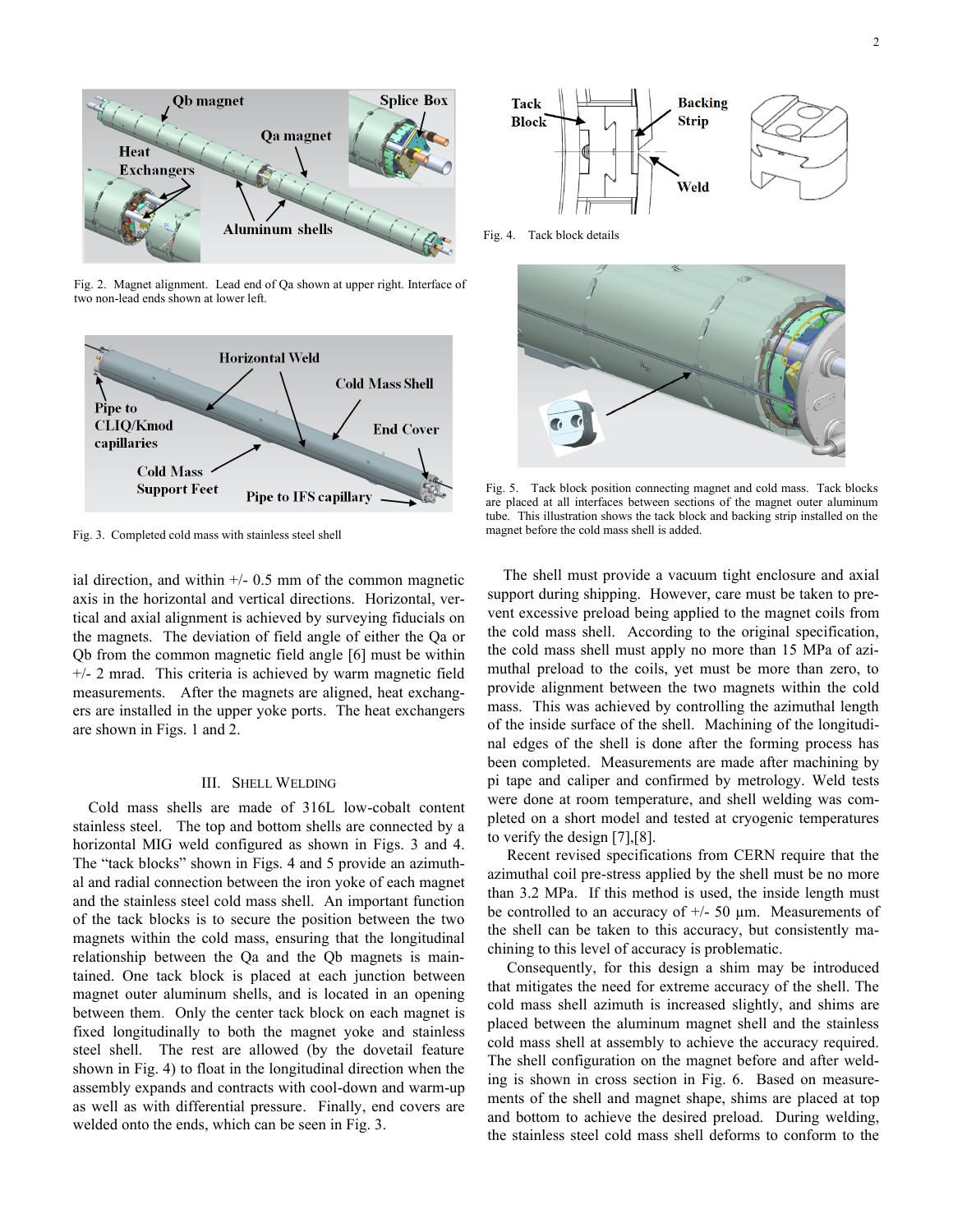Fig. 2. Magnet alignment. Lead end of Qa shown at upper right. Interface of two non-lead ends shown at lower left.

Fig. 3. Completed cold mass with stainless steel shell

Fig. 4. Tack block details

Fig. 5. Tack block position connecting magnet and cold mass. Tack blocks are placed at all interfaces between sections of the magnet outer aluminum tube. This illustration shows the tack block and backing strip installed on the magnet before the cold mass shell is added.

ial direction, and within +/- 0.5 mm of the common magnetic axis in the horizontal and vertical directions. Horizontal, vertical and axial alignment is achieved by surveying fiducials on the magnets. The deviation of field angle of either the Qa or Qb from the common magnetic field angle [6] must be within +/- 2 mrad. This criteria is achieved by warm magnetic field measurements. After the magnets are aligned, heat exchangers are installed in the upper yoke ports. The heat exchangers are shown in Figs. 1 and 2.

## III. Shell Welding

Cold mass shells are made of 316L low-cobalt content stainless steel. The top and bottom shells are connected by a horizontal MIG weld configured as shown in Figs. 3 and 4. The "tack blocks" shown in Figs. 4 and 5 provide an azimuthal and radial connection between the iron yoke of each magnet and the stainless steel cold mass shell. An important function of the tack blocks is to secure the position between the two magnets within the cold mass, ensuring that the longitudinal relationship between the Qa and the Qb magnets is maintained. One tack block is placed at each junction between magnet outer aluminum shells, and is located in an opening between them. Only the center tack block on each magnet is fixed longitudinally to both the magnet yoke and stainless steel shell. The rest are allowed (by the dovetail feature shown in Fig. 4) to float in the longitudinal direction when the assembly expands and contracts with cool-down and warm-up as well as with differential pressure. Finally, end covers are welded onto the ends, which can be seen in Fig. 3.

The shell must provide a vacuum tight enclosure and axial support during shipping. However, care must be taken to prevent excessive preload being applied to the magnet coils from the cold mass shell. According to the original specification, the cold mass shell must apply no more than 15 MPa of azimuthal preload to the coils, yet must be more than zero, to provide alignment between the two magnets within the cold mass. This was achieved by controlling the azimuthal length of the inside surface of the shell. Machining of the longitudinal edges of the shell is done after the forming process has been completed. Measurements are made after machining by pi tape and caliper and confirmed by metrology. Weld tests were done at room temperature, and shell welding was completed on a short model and tested at cryogenic temperatures to verify the design [7],[8].

Recent revised specifications from CERN require that the azimuthal coil pre-stress applied by the shell must be no more than 3.2 MPa. If this method is used, the inside length must be controlled to an accuracy of +/- 50 µm. Measurements of the shell can be taken to this accuracy, but consistently machining to this level of accuracy is problematic.

Consequently, for this design a shim may be introduced that mitigates the need for extreme accuracy of the shell. The cold mass shell azimuth is increased slightly, and shims are placed between the aluminum magnet shell and the stainless cold mass shell at assembly to achieve the accuracy required. The shell configuration on the magnet before and after welding is shown in cross section in Fig. 6. Based on measurements of the shell and magnet shape, shims are placed at top and bottom to achieve the desired preload. During welding, the stainless steel cold mass shell deforms to conform to the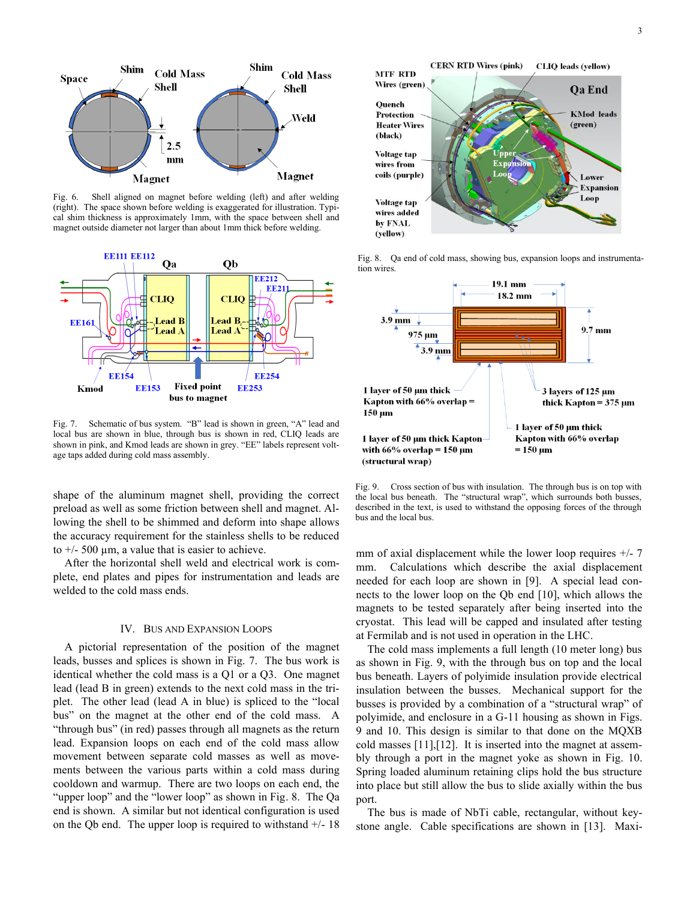Fig. 6. Shell aligned on magnet before welding (left) and after welding (right). The space shown before welding is exaggerated for illustration. Typical shim thickness is approximately 1mm, with the space between shell and magnet outside diameter not larger than about 1mm thick before welding.

Fig. 7. Schematic of bus system. "B" lead is shown in green, "A" lead and local bus are shown in blue, through bus is shown in red, CLIQ leads are shown in pink, and Kmod leads are shown in grey. "EE" labels represent voltage taps added during cold mass assembly.

shape of the aluminum magnet shell, providing the correct preload as well as some friction between shell and magnet. Allowing the shell to be shimmed and deform into shape allows the accuracy requirement for the stainless shells to be reduced to +/- 500 µm, a value that is easier to achieve.

After the horizontal shell weld and electrical work is complete, end plates and pipes for instrumentation and leads are welded to the cold mass ends.

## IV. Bus and Expansion Loops

A pictorial representation of the position of the magnet leads, busses and splices is shown in Fig. 7. The bus work is identical whether the cold mass is a Q1 or a Q3. One magnet lead (lead B in green) extends to the next cold mass in the triplet. The other lead (lead A in blue) is spliced to the "local bus" on the magnet at the other end of the cold mass. A "through bus" (in red) passes through all magnets as the return lead. Expansion loops on each end of the cold mass allow movement between separate cold masses as well as movements between the various parts within a cold mass during cooldown and warmup. There are two loops on each end, the "upper loop" and the "lower loop" as shown in Fig. 8. The Qa end is shown. A similar but not identical configuration is used on the Qb end. The upper loop is required to withstand +/- 18 mm of axial displacement while the lower loop requires +/- 7 mm. Calculations which describe the axial displacement needed for each loop are shown in [9]. A special lead connects to the lower loop on the Qb end [10], which allows the magnets to be tested separately after being inserted into the cryostat. This lead will be capped and insulated after testing at Fermilab and is not used in operation in the LHC.

Fig. 8. Qa end of cold mass, showing bus, expansion loops and instrumentation wires.

Fig. 9. Cross section of bus with insulation. The through bus is on top with the local bus beneath. The "structural wrap", which surrounds both busses, described in the text, is used to withstand the opposing forces of the through bus and the local bus.

The cold mass implements a full length (10 meter long) bus as shown in Fig. 9, with the through bus on top and the local bus beneath. Layers of polyimide insulation provide electrical insulation between the busses. Mechanical support for the busses is provided by a combination of a "structural wrap" of polyimide, and enclosure in a G-11 housing as shown in Figs. 9 and 10. This design is similar to that done on the MQXB cold masses [11],[12]. It is inserted into the magnet at assembly through a port in the magnet yoke as shown in Fig. 10. Spring loaded aluminum retaining clips hold the bus structure into place but still allow the bus to slide axially within the bus port.

The bus is made of NbTi cable, rectangular, without keystone angle. Cable specifications are shown in [13]. Maxi-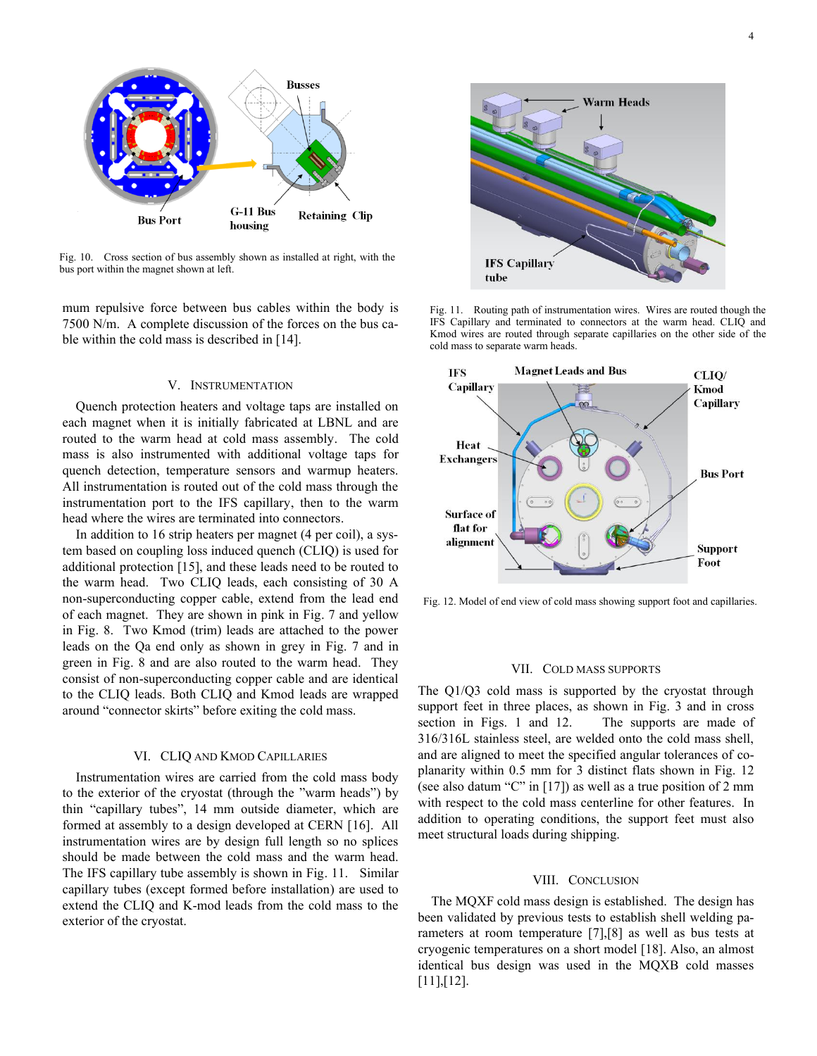Fig. 10. Cross section of bus assembly shown as installed at right, with the bus port within the magnet shown at left.

mum repulsive force between bus cables within the body is 7500 N/m. A complete discussion of the forces on the bus cable within the cold mass is described in [14].

## V. Instrumentation

Quench protection heaters and voltage taps are installed on each magnet when it is initially fabricated at LBNL and are routed to the warm head at cold mass assembly. The cold mass is also instrumented with additional voltage taps for quench detection, temperature sensors and warmup heaters. All instrumentation is routed out of the cold mass through the instrumentation port to the IFS capillary, then to the warm head where the wires are terminated into connectors.

In addition to 16 strip heaters per magnet (4 per coil), a system based on coupling loss induced quench (CLIQ) is used for additional protection [15], and these leads need to be routed to the warm head. Two CLIQ leads, each consisting of 30 A non-superconducting copper cable, extend from the lead end of each magnet. They are shown in pink in Fig. 7 and yellow in Fig. 8. Two Kmod (trim) leads are attached to the power leads on the Qa end only as shown in grey in Fig. 7 and in green in Fig. 8 and are also routed to the warm head. They consist of non-superconducting copper cable and are identical to the CLIQ leads. Both CLIQ and Kmod leads are wrapped around "connector skirts" before exiting the cold mass.

## VI. CLIQ and Kmod Capillaries

Instrumentation wires are carried from the cold mass body to the exterior of the cryostat (through the "warm heads") by thin "capillary tubes", 14 mm outside diameter, which are formed at assembly to a design developed at CERN [16]. All instrumentation wires are by design full length so no splices should be made between the cold mass and the warm head. The IFS capillary tube assembly is shown in Fig. 11. Similar capillary tubes (except formed before installation) are used to extend the CLIQ and K-mod leads from the cold mass to the exterior of the cryostat.

Fig. 11. Routing path of instrumentation wires. Wires are routed though the IFS Capillary and terminated to connectors at the warm head. CLIQ and Kmod wires are routed through separate capillaries on the other side of the cold mass to separate warm heads.

Fig. 12. Model of end view of cold mass showing support foot and capillaries.

## VII. Cold Mass Supports

The Q1/Q3 cold mass is supported by the cryostat through support feet in three places, as shown in Fig. 3 and in cross section in Figs. 1 and 12. The supports are made of 316/316L stainless steel, are welded onto the cold mass shell, and are aligned to meet the specified angular tolerances of coplanarity within 0.5 mm for 3 distinct flats shown in Fig. 12 (see also datum "C" in [17]) as well as a true position of 2 mm with respect to the cold mass centerline for other features. In addition to operating conditions, the support feet must also meet structural loads during shipping.

## VIII. Conclusion

The MQXF cold mass design is established. The design has been validated by previous tests to establish shell welding parameters at room temperature [7],[8] as well as bus tests at cryogenic temperatures on a short model [18]. Also, an almost identical bus design was used in the MQXB cold masses [11],[12].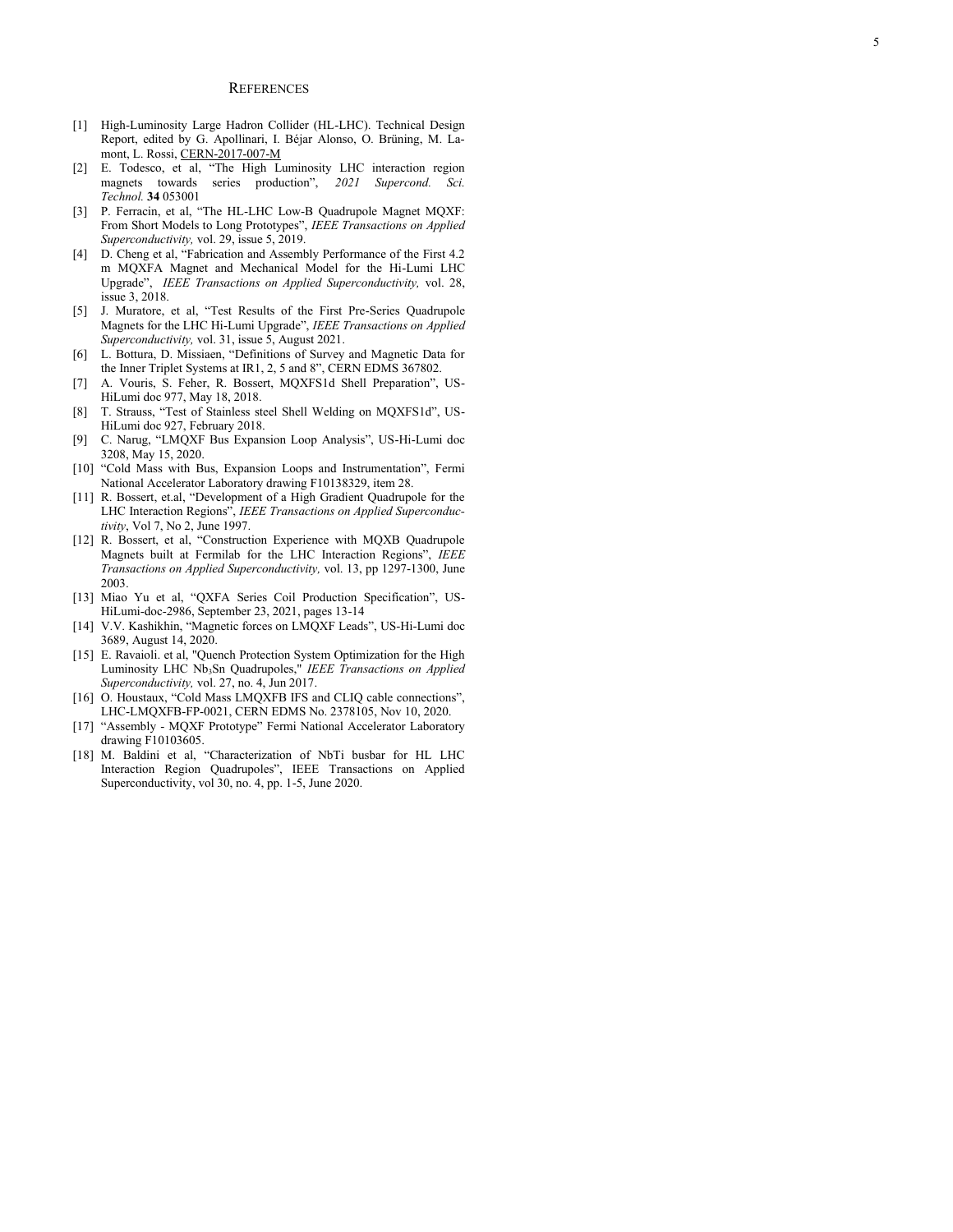# REFERENCES

[1] High-Luminosity Large Hadron Collider (HL-LHC). Technical Design Report, edited by G. Apollinari, I. Béjar Alonso, O. Brüning, M. Lamont, L. Rossi, CERN-2017-007-M

[2] E. Todesco, et al, "The High Luminosity LHC interaction region magnets towards series production", *2021 Supercond. Sci. Technol.* **34** 053001

[3] P. Ferracin, et al, "The HL-LHC Low-B Quadrupole Magnet MQXF: From Short Models to Long Prototypes", *IEEE Transactions on Applied Superconductivity,* vol. 29, issue 5, 2019.

[4] D. Cheng et al, "Fabrication and Assembly Performance of the First 4.2 m MQXFA Magnet and Mechanical Model for the Hi-Lumi LHC Upgrade", *IEEE Transactions on Applied Superconductivity,* vol. 28, issue 3, 2018.

[5] J. Muratore, et al, "Test Results of the First Pre-Series Quadrupole Magnets for the LHC Hi-Lumi Upgrade", *IEEE Transactions on Applied Superconductivity,* vol. 31, issue 5, August 2021.

[6] L. Bottura, D. Missiaen, "Definitions of Survey and Magnetic Data for the Inner Triplet Systems at IR1, 2, 5 and 8", CERN EDMS 367802.

[7] A. Vouris, S. Feher, R. Bossert, MQXFS1d Shell Preparation", US-HiLumi doc 977, May 18, 2018.

[8] T. Strauss, "Test of Stainless steel Shell Welding on MQXFS1d", US-HiLumi doc 927, February 2018.

[9] C. Narug, "LMQXF Bus Expansion Loop Analysis", US-Hi-Lumi doc 3208, May 15, 2020.

[10] "Cold Mass with Bus, Expansion Loops and Instrumentation", Fermi National Accelerator Laboratory drawing F10138329, item 28.

[11] R. Bossert, et.al, "Development of a High Gradient Quadrupole for the LHC Interaction Regions", *IEEE Transactions on Applied Superconductivity*, Vol 7, No 2, June 1997.

[12] R. Bossert, et al, "Construction Experience with MQXB Quadrupole Magnets built at Fermilab for the LHC Interaction Regions", *IEEE Transactions on Applied Superconductivity,* vol. 13, pp 1297-1300, June 2003.

[13] Miao Yu et al, "QXFA Series Coil Production Specification", US-HiLumi-doc-2986, September 23, 2021, pages 13-14

[14] V.V. Kashikhin, "Magnetic forces on LMQXF Leads", US-Hi-Lumi doc 3689, August 14, 2020.

[15] E. Ravaioli. et al, "Quench Protection System Optimization for the High Luminosity LHC $Nb_3Sn$ Quadrupoles," *IEEE Transactions on Applied Superconductivity,* vol. 27, no. 4, Jun 2017.

[16] O. Houstaux, "Cold Mass LMQXFB IFS and CLIQ cable connections", LHC-LMQXFB-FP-0021, CERN EDMS No. 2378105, Nov 10, 2020.

[17] "Assembly - MQXF Prototype" Fermi National Accelerator Laboratory drawing F10103605.

[18] M. Baldini et al, "Characterization of NbTi busbar for HL LHC Interaction Region Quadrupoles", IEEE Transactions on Applied Superconductivity, vol 30, no. 4, pp. 1-5, June 2020.